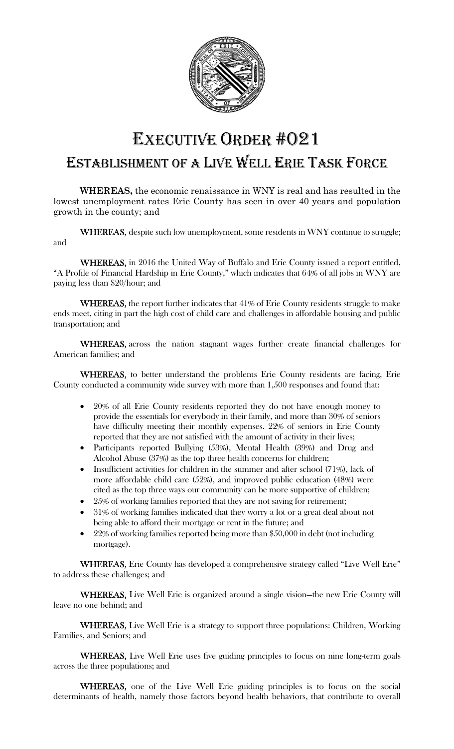# Executive Order #021

## Establishment of a Live Well Erie Task Force

**WHEREAS,** the economic renaissance in WNY is real and has resulted in the lowest unemployment rates Erie County has seen in over 40 years and population growth in the county; and

**WHEREAS,** despite such low unemployment, some residents in WNY continue to struggle; and

**WHEREAS,** in 2016 the United Way of Buffalo and Erie County issued a report entitled, "A Profile of Financial Hardship in Erie County," which indicates that 64% of all jobs in WNY are paying less than $20/hour; and

**WHEREAS,** the report further indicates that 41% of Erie County residents struggle to make ends meet, citing in part the high cost of child care and challenges in affordable housing and public transportation; and

**WHEREAS,** across the nation stagnant wages further create financial challenges for American families; and

**WHEREAS,** to better understand the problems Erie County residents are facing, Erie County conducted a community wide survey with more than 1,500 responses and found that:

- 20% of all Erie County residents reported they do not have enough money to provide the essentials for everybody in their family, and more than 30% of seniors have difficulty meeting their monthly expenses. 22% of seniors in Erie County reported that they are not satisfied with the amount of activity in their lives;
- Participants reported Bullying (53%), Mental Health (39%) and Drug and Alcohol Abuse (37%) as the top three health concerns for children;
- Insufficient activities for children in the summer and after school (71%), lack of more affordable child care (52%), and improved public education (48%) were cited as the top three ways our community can be more supportive of children;
- 25% of working families reported that they are not saving for retirement;
- 31% of working families indicated that they worry a lot or a great deal about not being able to afford their mortgage or rent in the future; and
- 22% of working families reported being more than $50,000 in debt (not including mortgage).

**WHEREAS,** Erie County has developed a comprehensive strategy called "Live Well Erie" to address these challenges; and

**WHEREAS,** Live Well Erie is organized around a single vision—the new Erie County will leave no one behind; and

**WHEREAS,** Live Well Erie is a strategy to support three populations: Children, Working Families, and Seniors; and

**WHEREAS,** Live Well Erie uses five guiding principles to focus on nine long-term goals across the three populations; and

**WHEREAS,** one of the Live Well Erie guiding principles is to focus on the social determinants of health, namely those factors beyond health behaviors, that contribute to overall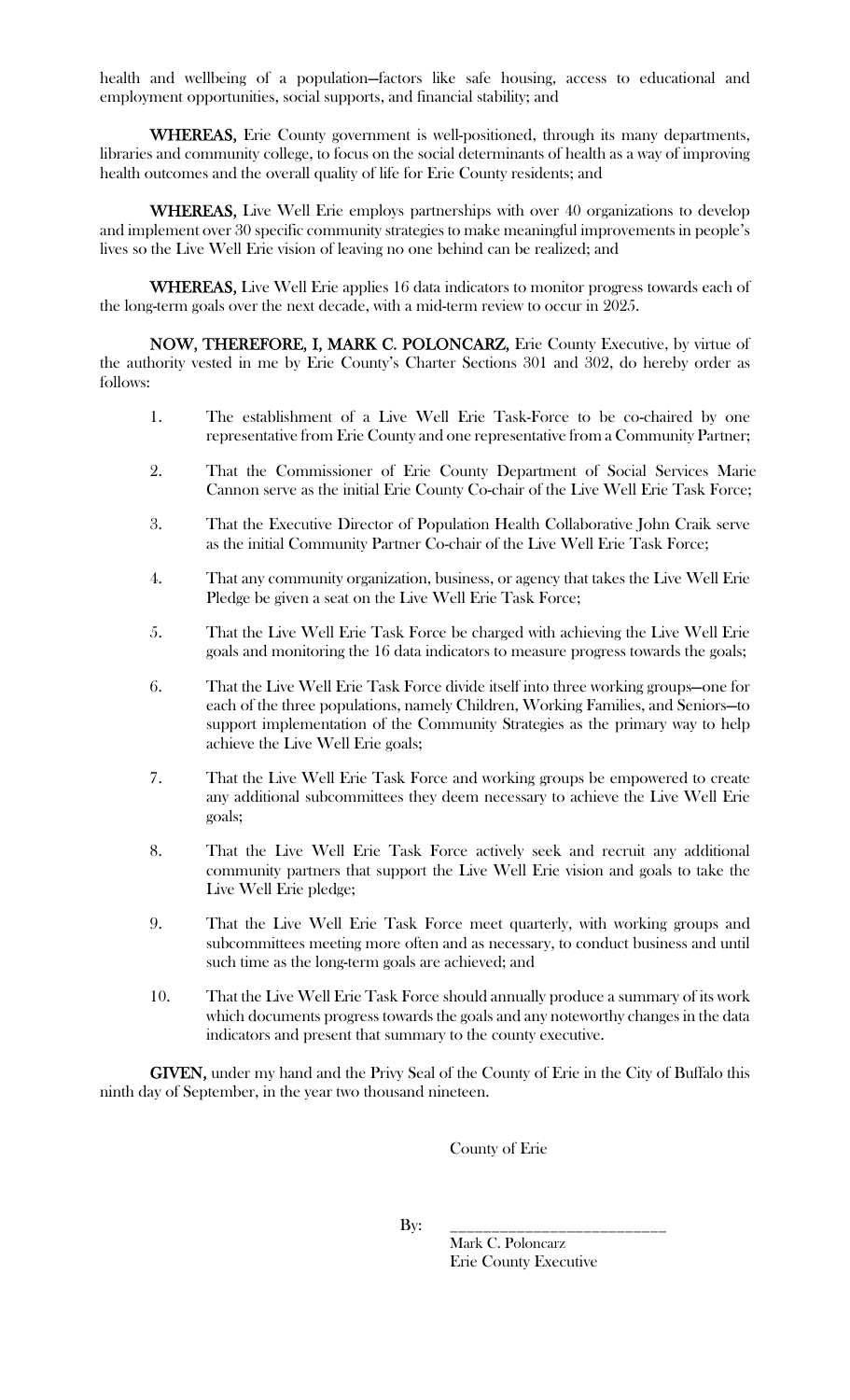health and wellbeing of a population—factors like safe housing, access to educational and employment opportunities, social supports, and financial stability; and

**WHEREAS,** Erie County government is well-positioned, through its many departments, libraries and community college, to focus on the social determinants of health as a way of improving health outcomes and the overall quality of life for Erie County residents; and

**WHEREAS,** Live Well Erie employs partnerships with over 40 organizations to develop and implement over 30 specific community strategies to make meaningful improvements in people's lives so the Live Well Erie vision of leaving no one behind can be realized; and

**WHEREAS,** Live Well Erie applies 16 data indicators to monitor progress towards each of the long-term goals over the next decade, with a mid-term review to occur in 2025.

**NOW, THEREFORE, I, MARK C. POLONCARZ,** Erie County Executive, by virtue of the authority vested in me by Erie County's Charter Sections 301 and 302, do hereby order as follows:

1. The establishment of a Live Well Erie Task-Force to be co-chaired by one representative from Erie County and one representative from a Community Partner;
2. That the Commissioner of Erie County Department of Social Services Marie Cannon serve as the initial Erie County Co-chair of the Live Well Erie Task Force;
3. That the Executive Director of Population Health Collaborative John Craik serve as the initial Community Partner Co-chair of the Live Well Erie Task Force;
4. That any community organization, business, or agency that takes the Live Well Erie Pledge be given a seat on the Live Well Erie Task Force;
5. That the Live Well Erie Task Force be charged with achieving the Live Well Erie goals and monitoring the 16 data indicators to measure progress towards the goals;
6. That the Live Well Erie Task Force divide itself into three working groups—one for each of the three populations, namely Children, Working Families, and Seniors—to support implementation of the Community Strategies as the primary way to help achieve the Live Well Erie goals;
7. That the Live Well Erie Task Force and working groups be empowered to create any additional subcommittees they deem necessary to achieve the Live Well Erie goals;
8. That the Live Well Erie Task Force actively seek and recruit any additional community partners that support the Live Well Erie vision and goals to take the Live Well Erie pledge;
9. That the Live Well Erie Task Force meet quarterly, with working groups and subcommittees meeting more often and as necessary, to conduct business and until such time as the long-term goals are achieved; and
10. That the Live Well Erie Task Force should annually produce a summary of its work which documents progress towards the goals and any noteworthy changes in the data indicators and present that summary to the county executive.

**GIVEN,** under my hand and the Privy Seal of the County of Erie in the City of Buffalo this ninth day of September, in the year two thousand nineteen.

County of Erie

By: ___________________________

Mark C. Poloncarz
Erie County Executive